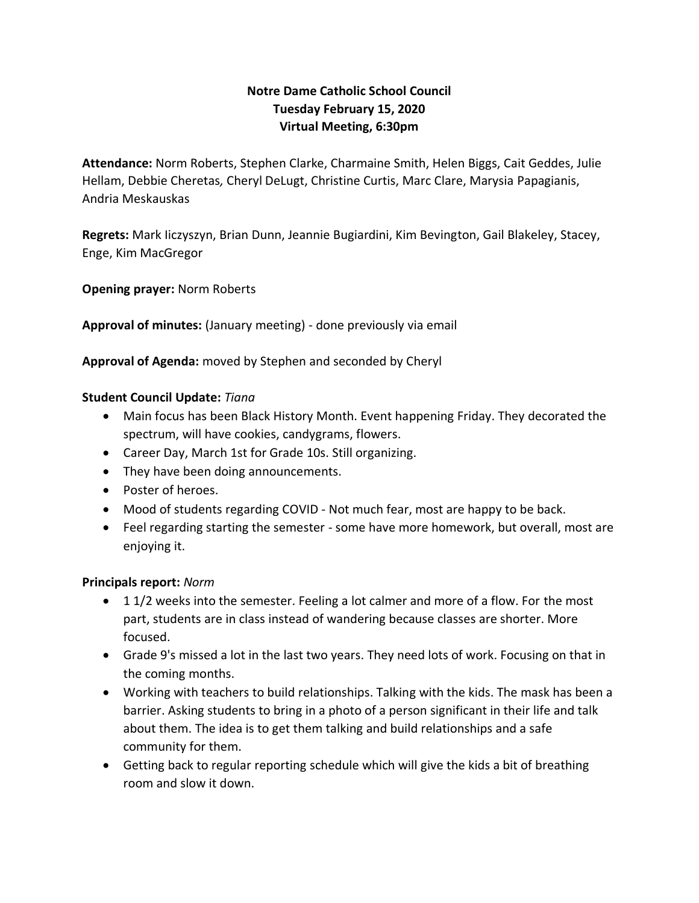**Notre Dame Catholic School Council**
**Tuesday February 15, 2020**
**Virtual Meeting, 6:30pm**

**Attendance:** Norm Roberts, Stephen Clarke, Charmaine Smith, Helen Biggs, Cait Geddes, Julie Hellam, Debbie Cheretas, Cheryl DeLugt, Christine Curtis, Marc Clare, Marysia Papagianis, Andria Meskauskas

**Regrets:** Mark Iiczyszyn, Brian Dunn, Jeannie Bugiardini, Kim Bevington, Gail Blakeley, Stacey, Enge, Kim MacGregor

**Opening prayer:** Norm Roberts

**Approval of minutes:** (January meeting) - done previously via email

**Approval of Agenda:** moved by Stephen and seconded by Cheryl

**Student Council Update:** *Tiana*

- Main focus has been Black History Month. Event happening Friday. They decorated the spectrum, will have cookies, candygrams, flowers.
- Career Day, March 1st for Grade 10s. Still organizing.
- They have been doing announcements.
- Poster of heroes.
- Mood of students regarding COVID - Not much fear, most are happy to be back.
- Feel regarding starting the semester - some have more homework, but overall, most are enjoying it.

**Principals report:** *Norm*

- 1 1/2 weeks into the semester. Feeling a lot calmer and more of a flow. For the most part, students are in class instead of wandering because classes are shorter. More focused.
- Grade 9's missed a lot in the last two years. They need lots of work. Focusing on that in the coming months.
- Working with teachers to build relationships. Talking with the kids. The mask has been a barrier. Asking students to bring in a photo of a person significant in their life and talk about them. The idea is to get them talking and build relationships and a safe community for them.
- Getting back to regular reporting schedule which will give the kids a bit of breathing room and slow it down.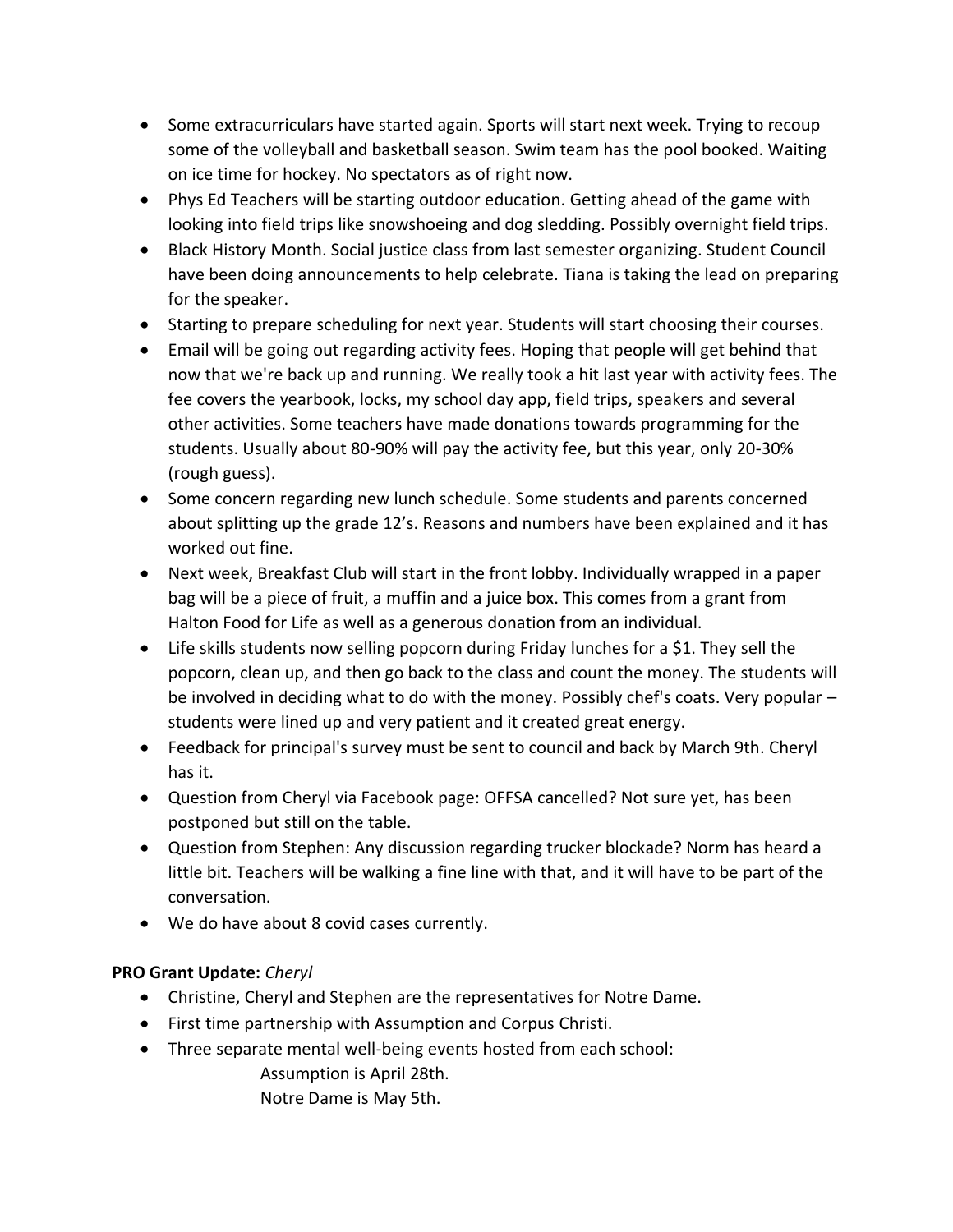- Some extracurriculars have started again. Sports will start next week. Trying to recoup some of the volleyball and basketball season. Swim team has the pool booked. Waiting on ice time for hockey. No spectators as of right now.
- Phys Ed Teachers will be starting outdoor education. Getting ahead of the game with looking into field trips like snowshoeing and dog sledding. Possibly overnight field trips.
- Black History Month. Social justice class from last semester organizing. Student Council have been doing announcements to help celebrate. Tiana is taking the lead on preparing for the speaker.
- Starting to prepare scheduling for next year. Students will start choosing their courses.
- Email will be going out regarding activity fees. Hoping that people will get behind that now that we're back up and running. We really took a hit last year with activity fees. The fee covers the yearbook, locks, my school day app, field trips, speakers and several other activities. Some teachers have made donations towards programming for the students. Usually about 80-90% will pay the activity fee, but this year, only 20-30% (rough guess).
- Some concern regarding new lunch schedule. Some students and parents concerned about splitting up the grade 12's. Reasons and numbers have been explained and it has worked out fine.
- Next week, Breakfast Club will start in the front lobby. Individually wrapped in a paper bag will be a piece of fruit, a muffin and a juice box. This comes from a grant from Halton Food for Life as well as a generous donation from an individual.
- Life skills students now selling popcorn during Friday lunches for a $1. They sell the popcorn, clean up, and then go back to the class and count the money. The students will be involved in deciding what to do with the money. Possibly chef's coats. Very popular – students were lined up and very patient and it created great energy.
- Feedback for principal's survey must be sent to council and back by March 9th. Cheryl has it.
- Question from Cheryl via Facebook page: OFFSA cancelled? Not sure yet, has been postponed but still on the table.
- Question from Stephen: Any discussion regarding trucker blockade? Norm has heard a little bit. Teachers will be walking a fine line with that, and it will have to be part of the conversation.
- We do have about 8 covid cases currently.

**PRO Grant Update:** *Cheryl*

- Christine, Cheryl and Stephen are the representatives for Notre Dame.
- First time partnership with Assumption and Corpus Christi.
- Three separate mental well-being events hosted from each school:

  Assumption is April 28th.

  Notre Dame is May 5th.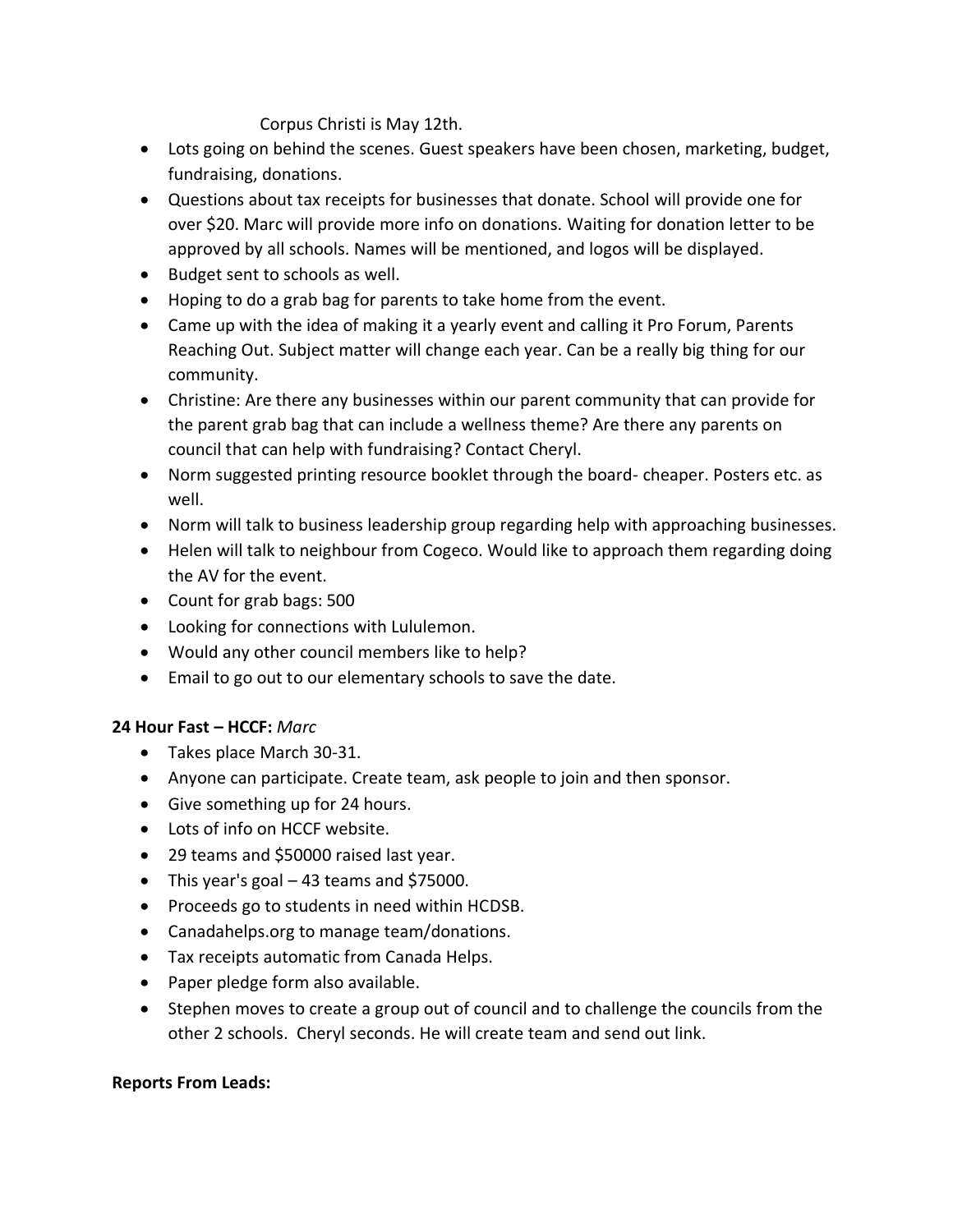Corpus Christi is May 12th.

- Lots going on behind the scenes. Guest speakers have been chosen, marketing, budget, fundraising, donations.
- Questions about tax receipts for businesses that donate. School will provide one for over $20. Marc will provide more info on donations. Waiting for donation letter to be approved by all schools. Names will be mentioned, and logos will be displayed.
- Budget sent to schools as well.
- Hoping to do a grab bag for parents to take home from the event.
- Came up with the idea of making it a yearly event and calling it Pro Forum, Parents Reaching Out. Subject matter will change each year. Can be a really big thing for our community.
- Christine: Are there any businesses within our parent community that can provide for the parent grab bag that can include a wellness theme? Are there any parents on council that can help with fundraising? Contact Cheryl.
- Norm suggested printing resource booklet through the board- cheaper. Posters etc. as well.
- Norm will talk to business leadership group regarding help with approaching businesses.
- Helen will talk to neighbour from Cogeco. Would like to approach them regarding doing the AV for the event.
- Count for grab bags: 500
- Looking for connections with Lululemon.
- Would any other council members like to help?
- Email to go out to our elementary schools to save the date.

**24 Hour Fast – HCCF:** *Marc*

- Takes place March 30-31.
- Anyone can participate. Create team, ask people to join and then sponsor.
- Give something up for 24 hours.
- Lots of info on HCCF website.
- 29 teams and $50000 raised last year.
- This year's goal – 43 teams and $75000.
- Proceeds go to students in need within HCDSB.
- Canadahelps.org to manage team/donations.
- Tax receipts automatic from Canada Helps.
- Paper pledge form also available.
- Stephen moves to create a group out of council and to challenge the councils from the other 2 schools. Cheryl seconds. He will create team and send out link.

**Reports From Leads:**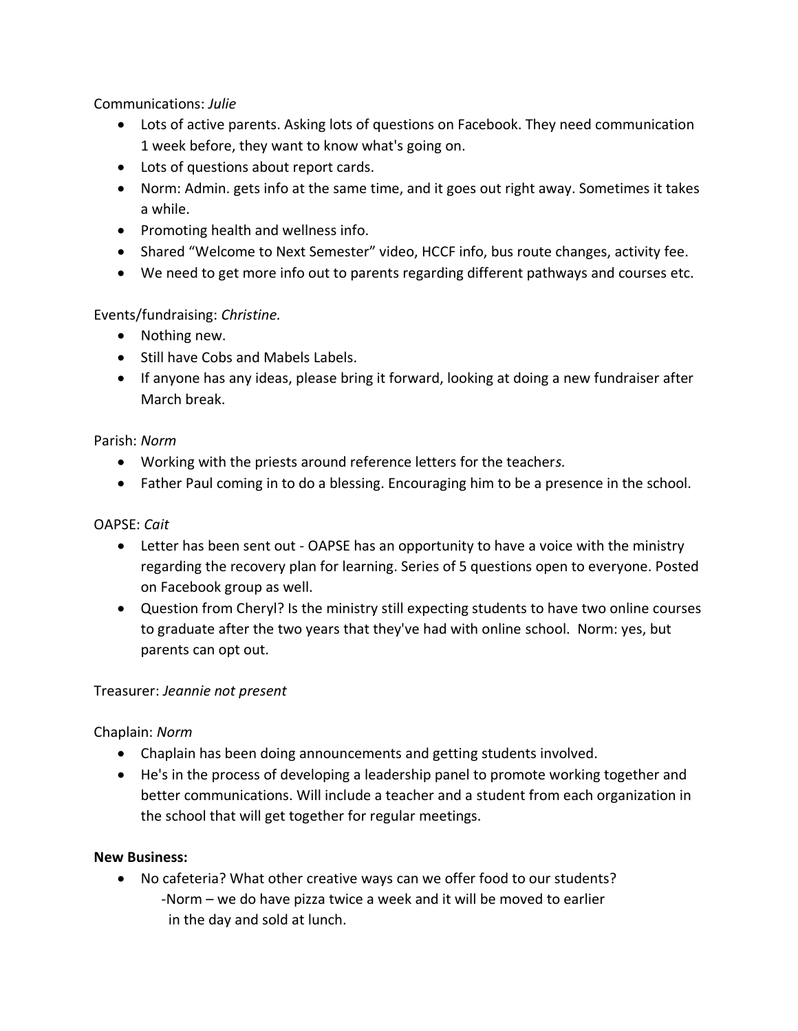Communications: *Julie*

- Lots of active parents. Asking lots of questions on Facebook. They need communication 1 week before, they want to know what's going on.
- Lots of questions about report cards.
- Norm: Admin. gets info at the same time, and it goes out right away. Sometimes it takes a while.
- Promoting health and wellness info.
- Shared "Welcome to Next Semester" video, HCCF info, bus route changes, activity fee.
- We need to get more info out to parents regarding different pathways and courses etc.

Events/fundraising: *Christine.*

- Nothing new.
- Still have Cobs and Mabels Labels.
- If anyone has any ideas, please bring it forward, looking at doing a new fundraiser after March break.

Parish: *Norm*

- Working with the priests around reference letters for the teacher*s.*
- Father Paul coming in to do a blessing. Encouraging him to be a presence in the school.

OAPSE: *Cait*

- Letter has been sent out - OAPSE has an opportunity to have a voice with the ministry regarding the recovery plan for learning. Series of 5 questions open to everyone. Posted on Facebook group as well.
- Question from Cheryl? Is the ministry still expecting students to have two online courses to graduate after the two years that they've had with online school. Norm: yes, but parents can opt out.

Treasurer: *Jeannie not present*

Chaplain: *Norm*

- Chaplain has been doing announcements and getting students involved.
- He's in the process of developing a leadership panel to promote working together and better communications. Will include a teacher and a student from each organization in the school that will get together for regular meetings.

**New Business:**

- No cafeteria? What other creative ways can we offer food to our students?
  -Norm – we do have pizza twice a week and it will be moved to earlier in the day and sold at lunch.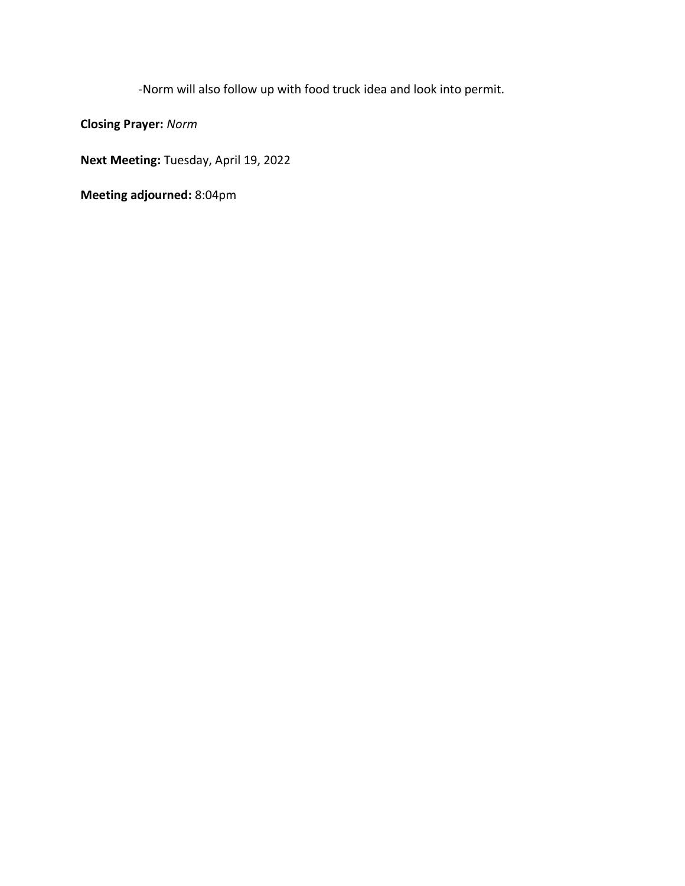-Norm will also follow up with food truck idea and look into permit.

**Closing Prayer:** *Norm*

**Next Meeting:** Tuesday, April 19, 2022

**Meeting adjourned:** 8:04pm